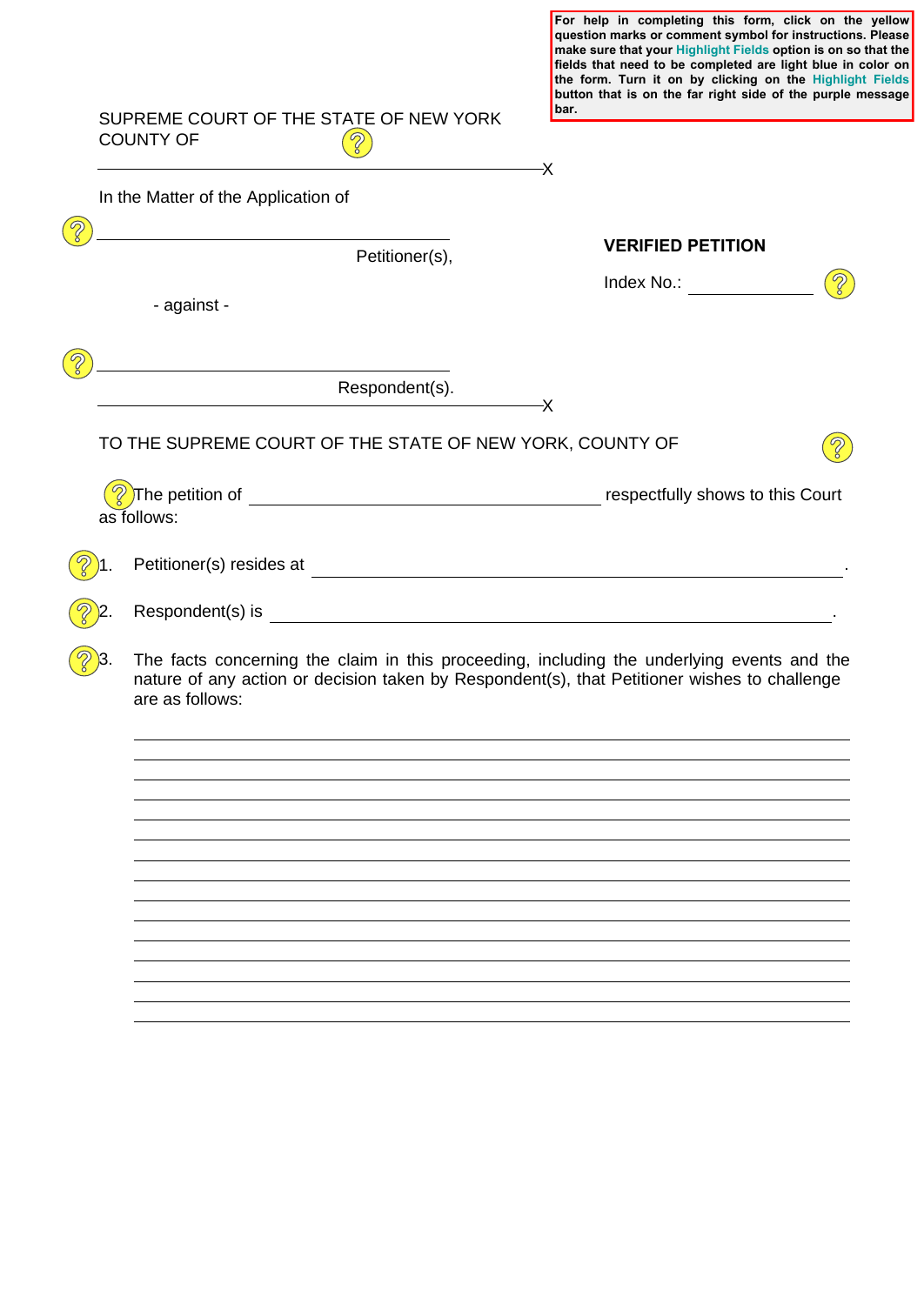**For help in completing this form, click on the yellow question marks or comment symbol for instructions. Please make sure that your Highlight Fields option is on so that the fields that need to be completed are light blue in color on the form. Turn it on by clicking on the Highlight Fields button that is on the far right side of the purple message bar.**

SUPREME COURT OF THE STATE OF NEW YORK
COUNTY OF

---------------------------------------------------------------X

In the Matter of the Application of

______________________________

Petitioner(s),

- against -

______________________________

Respondent(s).

---------------------------------------------------------------X

**VERIFIED PETITION**

Index No.: ____________

TO THE SUPREME COURT OF THE STATE OF NEW YORK, COUNTY OF

The petition of ______________________________ respectfully shows to this Court as follows:

1. Petitioner(s) resides at ______________________________.

2. Respondent(s) is ______________________________.

3. The facts concerning the claim in this proceeding, including the underlying events and the nature of any action or decision taken by Respondent(s), that Petitioner wishes to challenge are as follows:

______________________________
______________________________
______________________________
______________________________
______________________________
______________________________
______________________________
______________________________
______________________________
______________________________
______________________________
______________________________
______________________________
______________________________
______________________________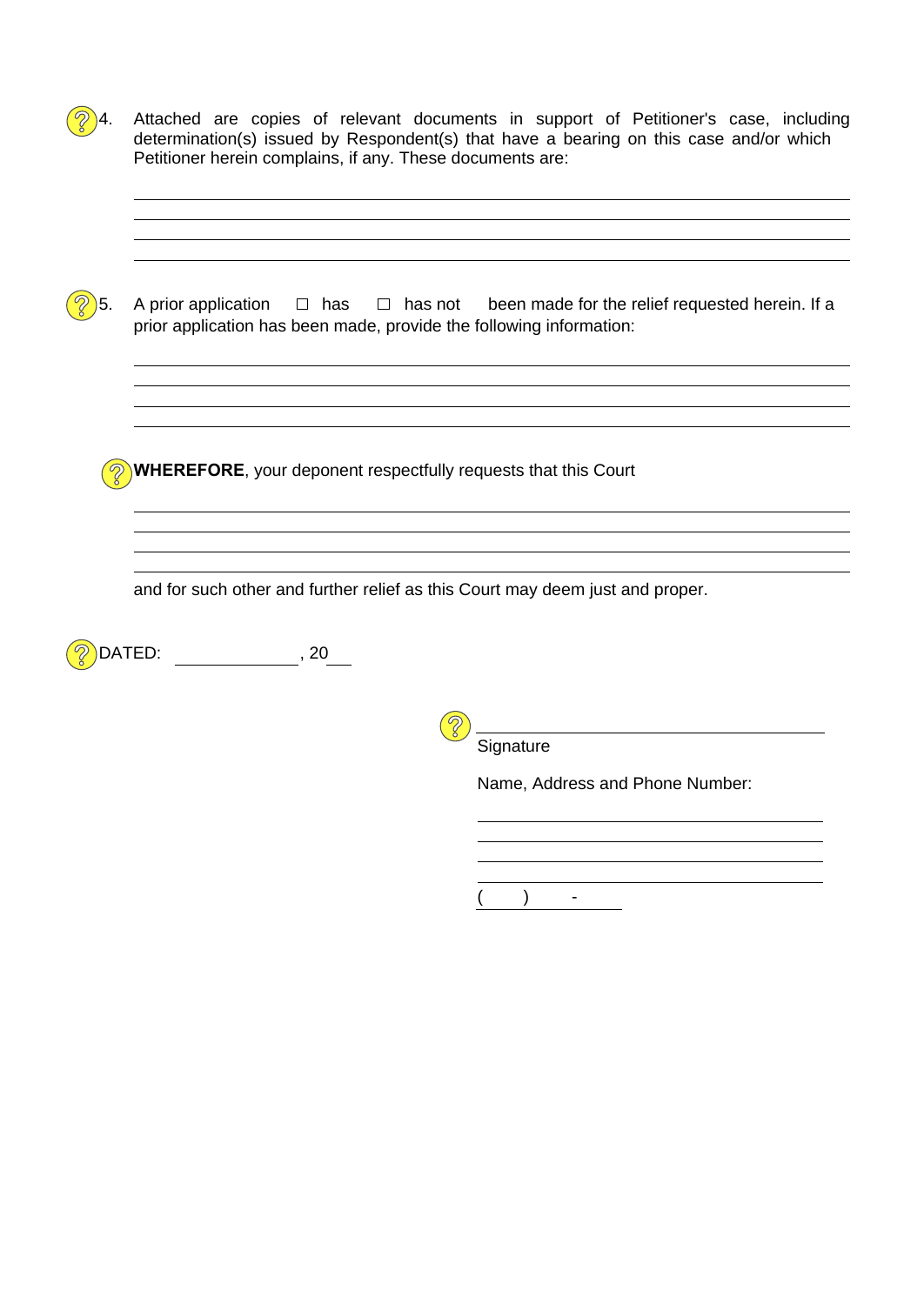4. Attached are copies of relevant documents in support of Petitioner's case, including determination(s) issued by Respondent(s) that have a bearing on this case and/or which Petitioner herein complains, if any. These documents are:

______________________________________________________________________
______________________________________________________________________
______________________________________________________________________
______________________________________________________________________

5. A prior application ☐ has ☐ has not been made for the relief requested herein. If a prior application has been made, provide the following information:

______________________________________________________________________
______________________________________________________________________
______________________________________________________________________
______________________________________________________________________

**WHEREFORE**, your deponent respectfully requests that this Court

______________________________________________________________________
______________________________________________________________________
______________________________________________________________________
______________________________________________________________________

and for such other and further relief as this Court may deem just and proper.

DATED: ______________, 20___

______________________________
Signature

Name, Address and Phone Number:

______________________________
______________________________
______________________________
______________________________
(     )     -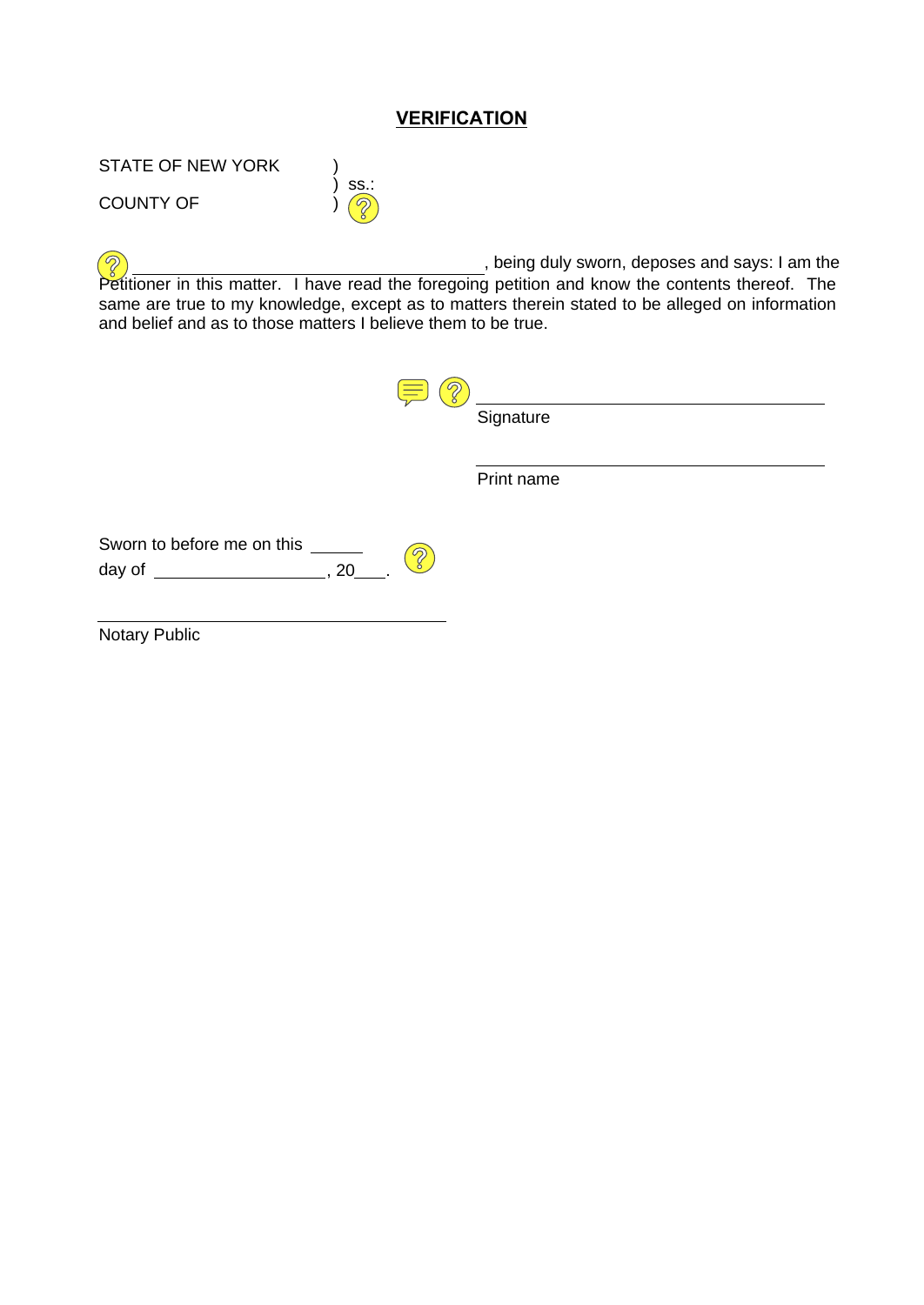## VERIFICATION

STATE OF NEW YORK )
) ss.:
COUNTY OF )

\_\_\_\_\_\_\_\_\_\_\_\_\_\_\_\_\_\_\_\_\_\_\_\_\_\_\_\_\_\_\_\_\_\_\_\_, being duly sworn, deposes and says: I am the Petitioner in this matter. I have read the foregoing petition and know the contents thereof. The same are true to my knowledge, except as to matters therein stated to be alleged on information and belief and as to those matters I believe them to be true.

\_\_\_\_\_\_\_\_\_\_\_\_\_\_\_\_\_\_\_\_\_\_\_\_\_\_\_\_\_\_\_\_\_\_\_\_
Signature

\_\_\_\_\_\_\_\_\_\_\_\_\_\_\_\_\_\_\_\_\_\_\_\_\_\_\_\_\_\_\_\_\_\_\_\_
Print name

Sworn to before me on this \_\_\_\_\_
day of \_\_\_\_\_\_\_\_\_\_\_\_\_\_\_\_\_\_, 20\_\_\_.

\_\_\_\_\_\_\_\_\_\_\_\_\_\_\_\_\_\_\_\_\_\_\_\_\_\_\_\_\_\_\_\_\_\_\_\_
Notary Public